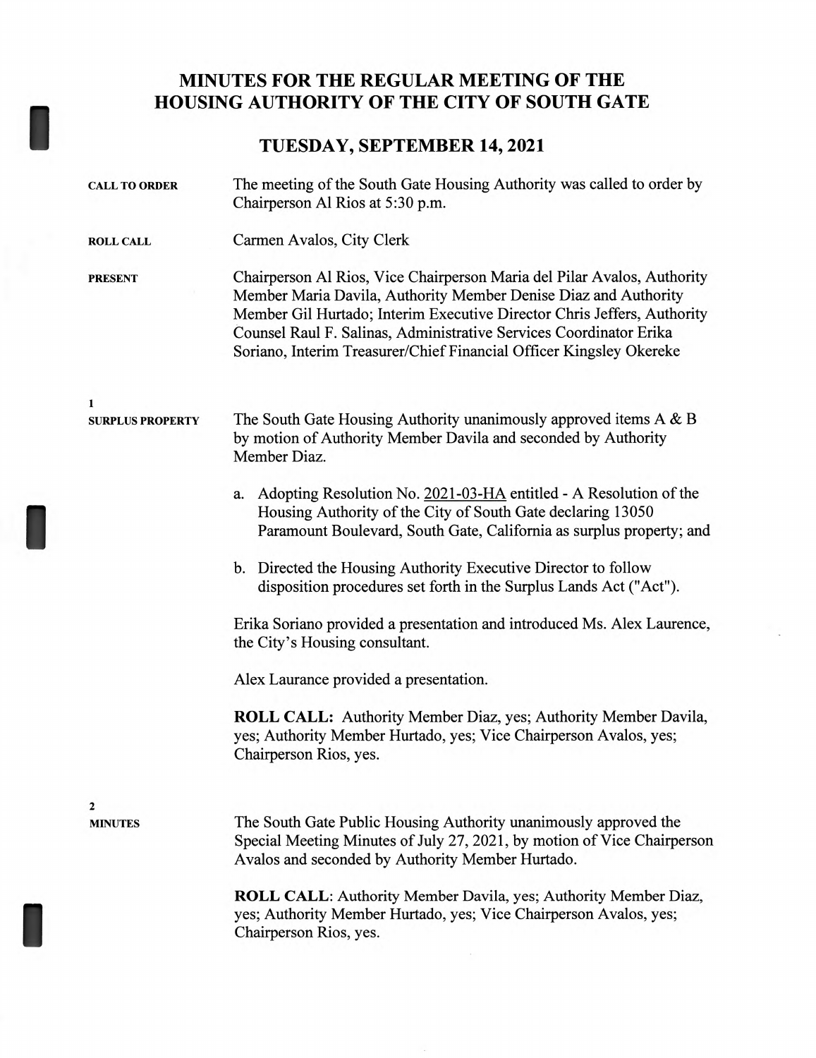# MINUTES FOR THE REGULAR MEETING OF THE HOUSING AUTHORITY OF THE CITY OF SOUTH GATE

## TUESDAY, SEPTEMBER 14, 2021

**CALL TO ORDER**

The meeting of the South Gate Housing Authority was called to order by Chairperson Al Rios at 5:30 p.m.

**ROLL CALL**

Carmen Avalos, City Clerk

**PRESENT**

Chairperson Al Rios, Vice Chairperson Maria del Pilar Avalos, Authority Member Maria Davila, Authority Member Denise Diaz and Authority Member Gil Hurtado; Interim Executive Director Chris Jeffers, Authority Counsel Raul F. Salinas, Administrative Services Coordinator Erika Soriano, Interim Treasurer/Chief Financial Officer Kingsley Okereke

**1**
**SURPLUS PROPERTY**

The South Gate Housing Authority unanimously approved items A & B by motion of Authority Member Davila and seconded by Authority Member Diaz.

a. Adopting Resolution No. 2021-03-HA entitled - A Resolution of the Housing Authority of the City of South Gate declaring 13050 Paramount Boulevard, South Gate, California as surplus property; and

b. Directed the Housing Authority Executive Director to follow disposition procedures set forth in the Surplus Lands Act ("Act").

Erika Soriano provided a presentation and introduced Ms. Alex Laurence, the City's Housing consultant.

Alex Laurance provided a presentation.

**ROLL CALL:** Authority Member Diaz, yes; Authority Member Davila, yes; Authority Member Hurtado, yes; Vice Chairperson Avalos, yes; Chairperson Rios, yes.

**2**
**MINUTES**

The South Gate Public Housing Authority unanimously approved the Special Meeting Minutes of July 27, 2021, by motion of Vice Chairperson Avalos and seconded by Authority Member Hurtado.

**ROLL CALL**: Authority Member Davila, yes; Authority Member Diaz, yes; Authority Member Hurtado, yes; Vice Chairperson Avalos, yes; Chairperson Rios, yes.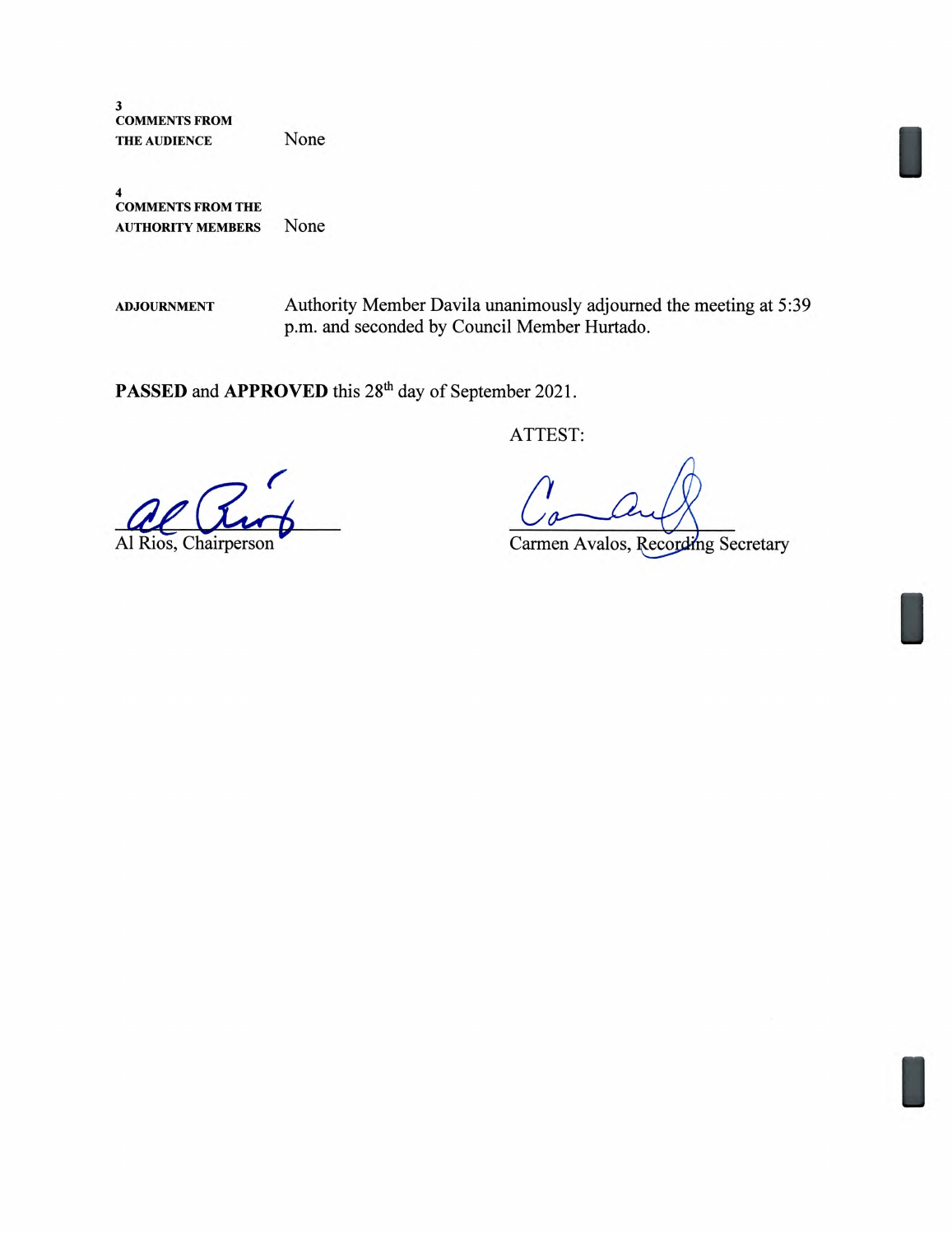**3**
**COMMENTS FROM THE AUDIENCE** None

**4**
**COMMENTS FROM THE AUTHORITY MEMBERS** None

**ADJOURNMENT** Authority Member Davila unanimously adjourned the meeting at 5:39 p.m. and seconded by Council Member Hurtado.

**PASSED** and **APPROVED** this 28th day of September 2021.

ATTEST:

Al Rios, Chairperson

Carmen Avalos, Recording Secretary